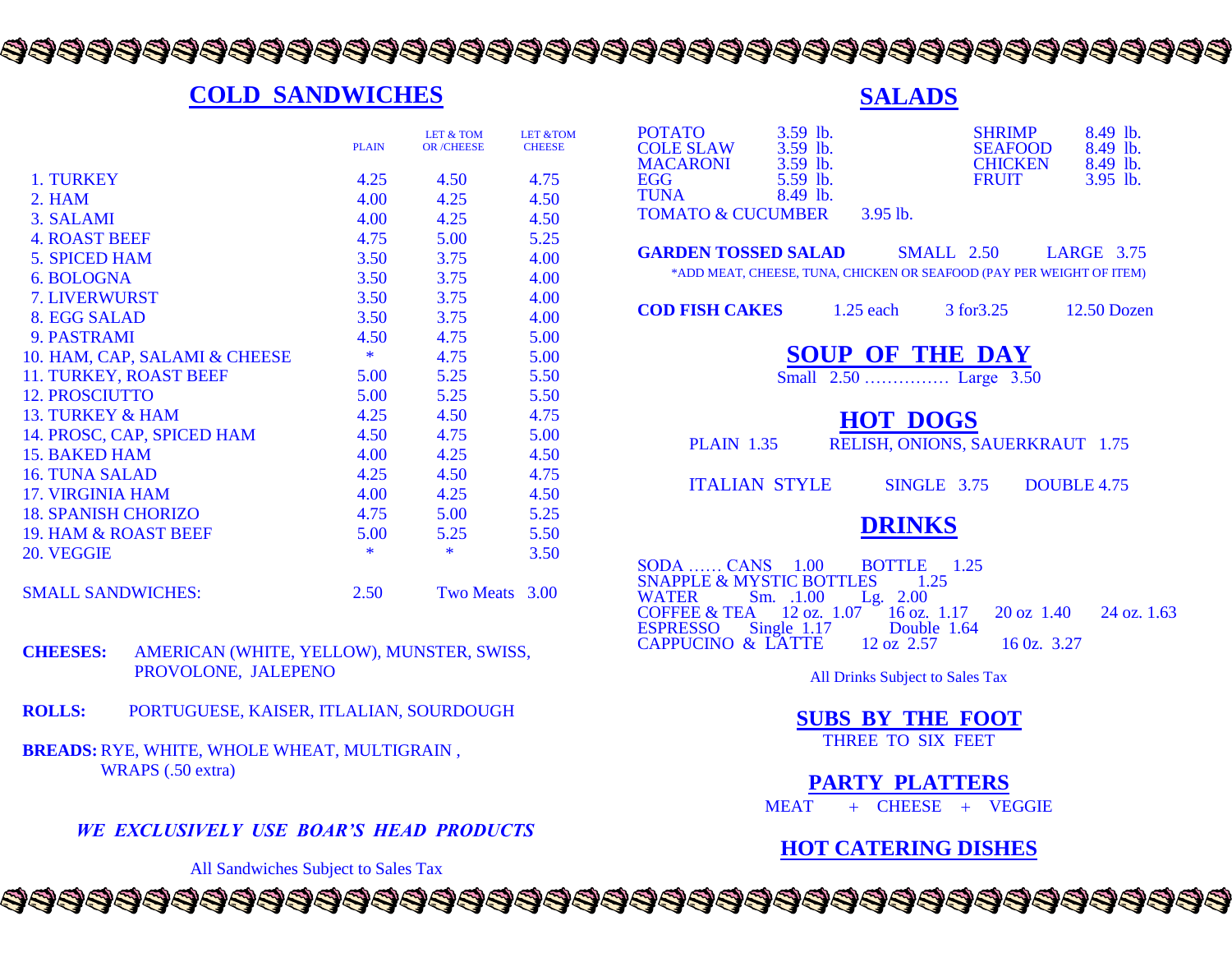## COLD SANDWICHES

| | PLAIN | LET & TOM OR /CHEESE | LET &TOM CHEESE |
|---|---|---|---|
| 1. TURKEY | 4.25 | 4.50 | 4.75 |
| 2. HAM | 4.00 | 4.25 | 4.50 |
| 3. SALAMI | 4.00 | 4.25 | 4.50 |
| 4. ROAST BEEF | 4.75 | 5.00 | 5.25 |
| 5. SPICED HAM | 3.50 | 3.75 | 4.00 |
| 6. BOLOGNA | 3.50 | 3.75 | 4.00 |
| 7. LIVERWURST | 3.50 | 3.75 | 4.00 |
| 8. EGG SALAD | 3.50 | 3.75 | 4.00 |
| 9. PASTRAMI | 4.50 | 4.75 | 5.00 |
| 10. HAM, CAP, SALAMI & CHEESE | * | 4.75 | 5.00 |
| 11. TURKEY, ROAST BEEF | 5.00 | 5.25 | 5.50 |
| 12. PROSCIUTTO | 5.00 | 5.25 | 5.50 |
| 13. TURKEY & HAM | 4.25 | 4.50 | 4.75 |
| 14. PROSC, CAP, SPICED HAM | 4.50 | 4.75 | 5.00 |
| 15. BAKED HAM | 4.00 | 4.25 | 4.50 |
| 16. TUNA SALAD | 4.25 | 4.50 | 4.75 |
| 17. VIRGINIA HAM | 4.00 | 4.25 | 4.50 |
| 18. SPANISH CHORIZO | 4.75 | 5.00 | 5.25 |
| 19. HAM & ROAST BEEF | 5.00 | 5.25 | 5.50 |
| 20. VEGGIE | * | * | 3.50 |

SMALL SANDWICHES: 2.50 Two Meats 3.00

**CHEESES:** AMERICAN (WHITE, YELLOW), MUNSTER, SWISS, PROVOLONE, JALEPENO

**ROLLS:** PORTUGUESE, KAISER, ITLALIAN, SOURDOUGH

**BREADS:** RYE, WHITE, WHOLE WHEAT, MULTIGRAIN , WRAPS (.50 extra)

***WE EXCLUSIVELY USE BOAR'S HEAD PRODUCTS***

All Sandwiches Subject to Sales Tax

## SALADS

| | | | |
|---|---|---|---|
| POTATO | 3.59 lb. | SHRIMP | 8.49 lb. |
| COLE SLAW | 3.59 lb. | SEAFOOD | 8.49 lb. |
| MACARONI | 3.59 lb. | CHICKEN | 8.49 lb. |
| EGG | 5.59 lb. | FRUIT | 3.95 lb. |
| TUNA | 8.49 lb. | | |
| TOMATO & CUCUMBER | 3.95 lb. | | |

**GARDEN TOSSED SALAD** SMALL 2.50 LARGE 3.75

*ADD MEAT, CHEESE, TUNA, CHICKEN OR SEAFOOD (PAY PER WEIGHT OF ITEM)

**COD FISH CAKES** 1.25 each 3 for3.25 12.50 Dozen

## SOUP OF THE DAY

Small 2.50 …………… Large 3.50

## HOT DOGS

PLAIN 1.35 RELISH, ONIONS, SAUERKRAUT 1.75

ITALIAN STYLE SINGLE 3.75 DOUBLE 4.75

## DRINKS

SODA …… CANS 1.00 BOTTLE 1.25
SNAPPLE & MYSTIC BOTTLES 1.25
WATER Sm. .1.00 Lg. 2.00
COFFEE & TEA 12 oz. 1.07 16 oz. 1.17 20 oz 1.40 24 oz. 1.63
ESPRESSO Single 1.17 Double 1.64
CAPPUCINO & LATTE 12 oz 2.57 16 0z. 3.27

All Drinks Subject to Sales Tax

## SUBS BY THE FOOT

THREE TO SIX FEET

## PARTY PLATTERS

MEAT + CHEESE + VEGGIE

## HOT CATERING DISHES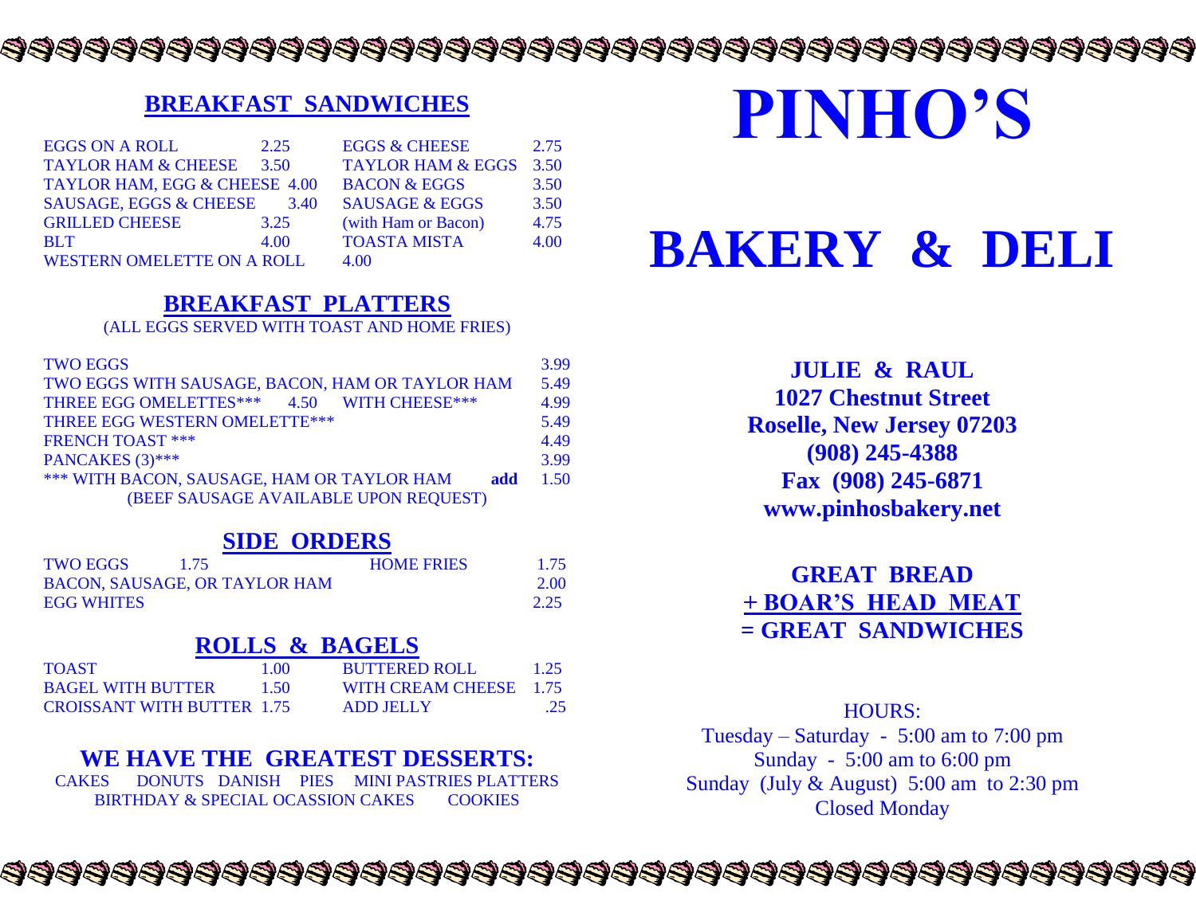## BREAKFAST SANDWICHES

| | | | |
|---|---|---|---|
| EGGS ON A ROLL | 2.25 | EGGS & CHEESE | 2.75 |
| TAYLOR HAM & CHEESE | 3.50 | TAYLOR HAM & EGGS | 3.50 |
| TAYLOR HAM, EGG & CHEESE | 4.00 | BACON & EGGS | 3.50 |
| SAUSAGE, EGGS & CHEESE | 3.40 | SAUSAGE & EGGS | 3.50 |
| GRILLED CHEESE | 3.25 | (with Ham or Bacon) | 4.75 |
| BLT | 4.00 | TOASTA MISTA | 4.00 |
| WESTERN OMELETTE ON A ROLL | 4.00 | | |

## BREAKFAST PLATTERS

(ALL EGGS SERVED WITH TOAST AND HOME FRIES)

| | |
|---|---|
| TWO EGGS | 3.99 |
| TWO EGGS WITH SAUSAGE, BACON, HAM OR TAYLOR HAM | 5.49 |
| THREE EGG OMELETTES*** 4.50 WITH CHEESE*** | 4.99 |
| THREE EGG WESTERN OMELETTE*** | 5.49 |
| FRENCH TOAST *** | 4.49 |
| PANCAKES (3)*** | 3.99 |
| *** WITH BACON, SAUSAGE, HAM OR TAYLOR HAM **add** | 1.50 |

(BEEF SAUSAGE AVAILABLE UPON REQUEST)

## SIDE ORDERS

| | | | |
|---|---|---|---|
| TWO EGGS | 1.75 | HOME FRIES | 1.75 |
| BACON, SAUSAGE, OR TAYLOR HAM | 2.00 | | |
| EGG WHITES | 2.25 | | |

## ROLLS & BAGELS

| | | | |
|---|---|---|---|
| TOAST | 1.00 | BUTTERED ROLL | 1.25 |
| BAGEL WITH BUTTER | 1.50 | WITH CREAM CHEESE | 1.75 |
| CROISSANT WITH BUTTER | 1.75 | ADD JELLY | .25 |

## WE HAVE THE GREATEST DESSERTS:

CAKES DONUTS DANISH PIES MINI PASTRIES PLATTERS
BIRTHDAY & SPECIAL OCASSION CAKES COOKIES

# PINHO'S

# BAKERY & DELI

**JULIE & RAUL**
**1027 Chestnut Street**
**Roselle, New Jersey 07203**
**(908) 245-4388**
**Fax (908) 245-6871**
**www.pinhosbakery.net**

**GREAT BREAD**
**+ BOAR'S HEAD MEAT**
**= GREAT SANDWICHES**

HOURS:
Tuesday – Saturday - 5:00 am to 7:00 pm
Sunday - 5:00 am to 6:00 pm
Sunday (July & August) 5:00 am to 2:30 pm
Closed Monday